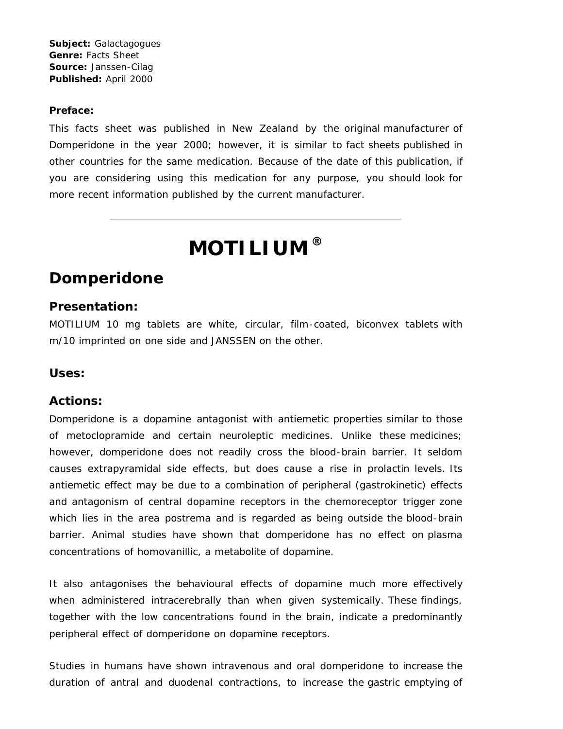**Subject:** Galactagogues
**Genre:** Facts Sheet
**Source:** Janssen-Cilag
**Published:** April 2000

**Preface:**

This facts sheet was published in New Zealand by the original manufacturer of Domperidone in the year 2000; however, it is similar to fact sheets published in other countries for the same medication. Because of the date of this publication, if you are considering using this medication for any purpose, you should look for more recent information published by the current manufacturer.

---

# MOTILIUM®

## Domperidone

### Presentation:

MOTILIUM 10 mg tablets are white, circular, film-coated, biconvex tablets with m/10 imprinted on one side and JANSSEN on the other.

### Uses:

### Actions:

Domperidone is a dopamine antagonist with antiemetic properties similar to those of metoclopramide and certain neuroleptic medicines. Unlike these medicines; however, domperidone does not readily cross the blood-brain barrier. It seldom causes extrapyramidal side effects, but does cause a rise in prolactin levels. Its antiemetic effect may be due to a combination of peripheral (gastrokinetic) effects and antagonism of central dopamine receptors in the chemoreceptor trigger zone which lies in the area postrema and is regarded as being outside the blood-brain barrier. Animal studies have shown that domperidone has no effect on plasma concentrations of homovanillic, a metabolite of dopamine.

It also antagonises the behavioural effects of dopamine much more effectively when administered intracerebrally than when given systemically. These findings, together with the low concentrations found in the brain, indicate a predominantly peripheral effect of domperidone on dopamine receptors.

Studies in humans have shown intravenous and oral domperidone to increase the duration of antral and duodenal contractions, to increase the gastric emptying of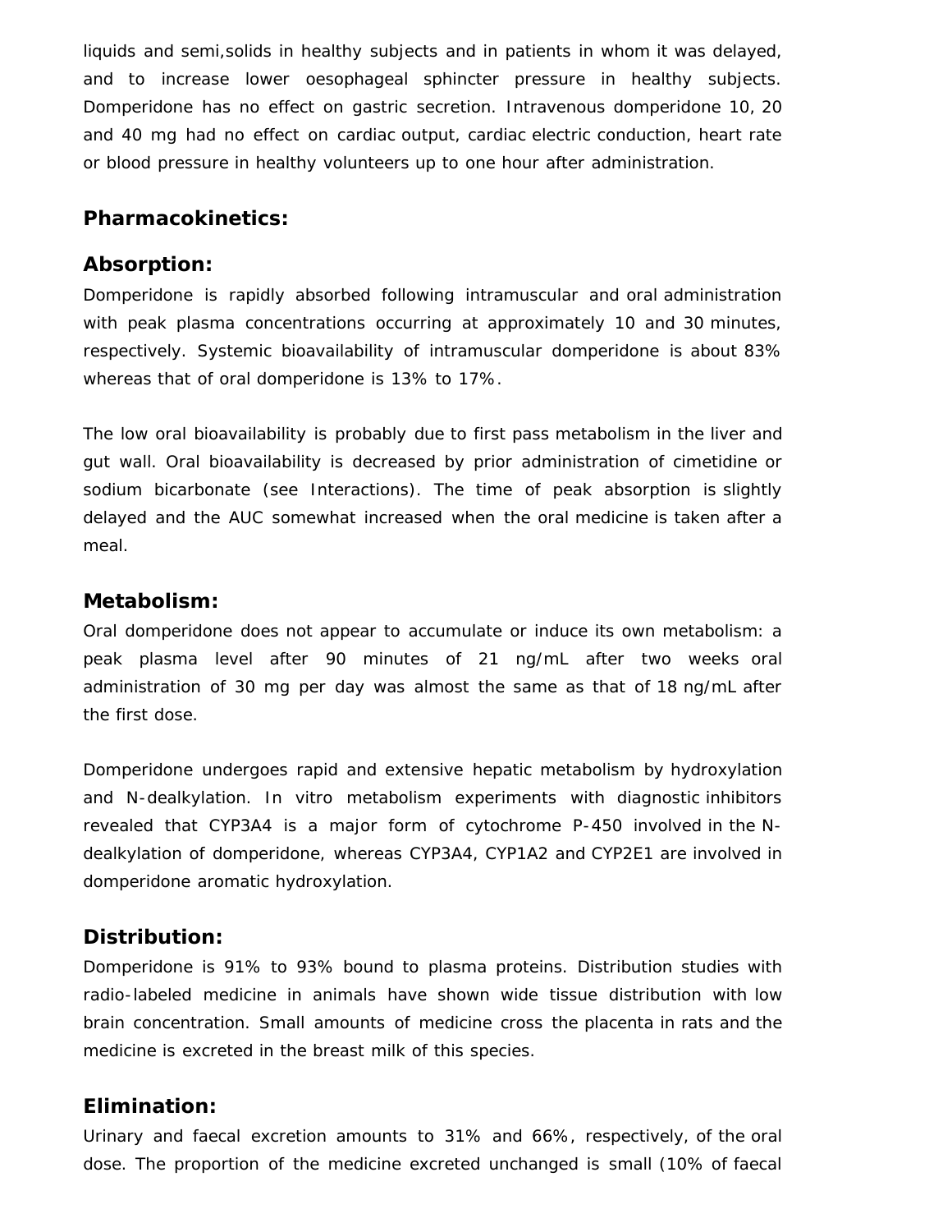liquids and semi,solids in healthy subjects and in patients in whom it was delayed, and to increase lower oesophageal sphincter pressure in healthy subjects. Domperidone has no effect on gastric secretion. Intravenous domperidone 10, 20 and 40 mg had no effect on cardiac output, cardiac electric conduction, heart rate or blood pressure in healthy volunteers up to one hour after administration.

## Pharmacokinetics:

### Absorption:

Domperidone is rapidly absorbed following intramuscular and oral administration with peak plasma concentrations occurring at approximately 10 and 30 minutes, respectively. Systemic bioavailability of intramuscular domperidone is about 83% whereas that of oral domperidone is 13% to 17%.

The low oral bioavailability is probably due to first pass metabolism in the liver and gut wall. Oral bioavailability is decreased by prior administration of cimetidine or sodium bicarbonate (see Interactions). The time of peak absorption is slightly delayed and the AUC somewhat increased when the oral medicine is taken after a meal.

### Metabolism:

Oral domperidone does not appear to accumulate or induce its own metabolism: a peak plasma level after 90 minutes of 21 ng/mL after two weeks oral administration of 30 mg per day was almost the same as that of 18 ng/mL after the first dose.

Domperidone undergoes rapid and extensive hepatic metabolism by hydroxylation and N-dealkylation. In vitro metabolism experiments with diagnostic inhibitors revealed that CYP3A4 is a major form of cytochrome P-450 involved in the N-dealkylation of domperidone, whereas CYP3A4, CYP1A2 and CYP2E1 are involved in domperidone aromatic hydroxylation.

### Distribution:

Domperidone is 91% to 93% bound to plasma proteins. Distribution studies with radio-labeled medicine in animals have shown wide tissue distribution with low brain concentration. Small amounts of medicine cross the placenta in rats and the medicine is excreted in the breast milk of this species.

### Elimination:

Urinary and faecal excretion amounts to 31% and 66%, respectively, of the oral dose. The proportion of the medicine excreted unchanged is small (10% of faecal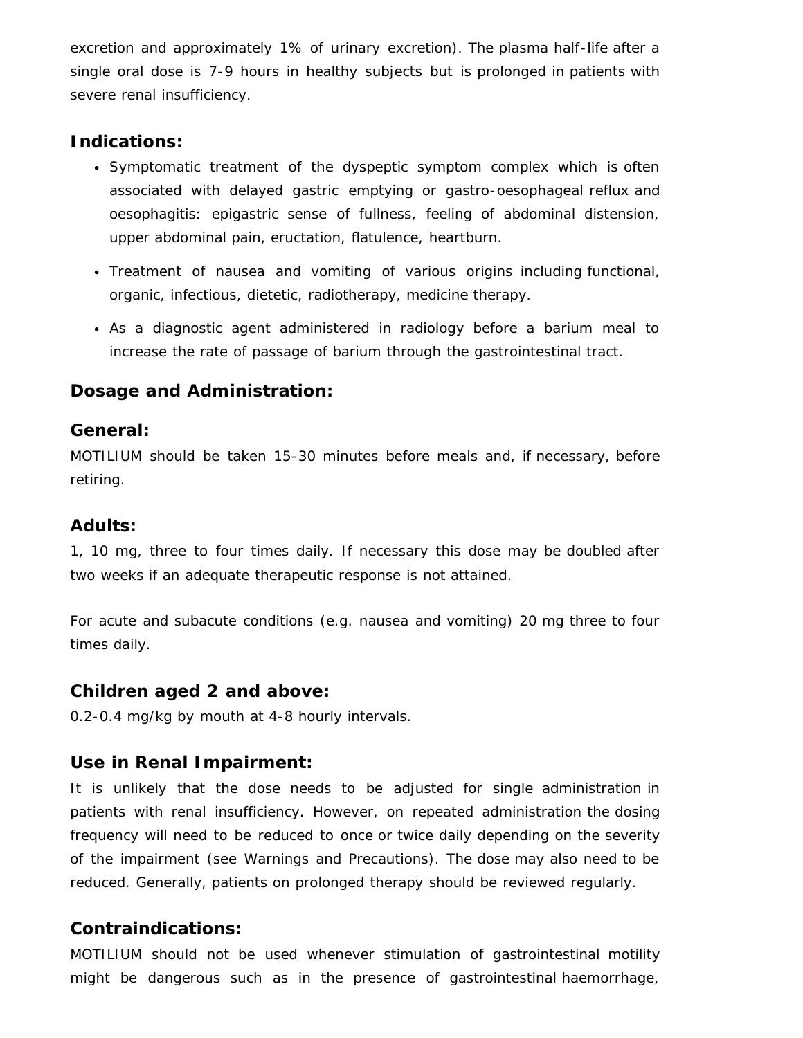excretion and approximately 1% of urinary excretion). The plasma half-life after a single oral dose is 7-9 hours in healthy subjects but is prolonged in patients with severe renal insufficiency.

## Indications:

- Symptomatic treatment of the dyspeptic symptom complex which is often associated with delayed gastric emptying or gastro-oesophageal reflux and oesophagitis: epigastric sense of fullness, feeling of abdominal distension, upper abdominal pain, eructation, flatulence, heartburn.
- Treatment of nausea and vomiting of various origins including functional, organic, infectious, dietetic, radiotherapy, medicine therapy.
- As a diagnostic agent administered in radiology before a barium meal to increase the rate of passage of barium through the gastrointestinal tract.

## Dosage and Administration:

### General:

MOTILIUM should be taken 15-30 minutes before meals and, if necessary, before retiring.

### Adults:

1, 10 mg, three to four times daily. If necessary this dose may be doubled after two weeks if an adequate therapeutic response is not attained.

For acute and subacute conditions (e.g. nausea and vomiting) 20 mg three to four times daily.

### Children aged 2 and above:

0.2-0.4 mg/kg by mouth at 4-8 hourly intervals.

### Use in Renal Impairment:

It is unlikely that the dose needs to be adjusted for single administration in patients with renal insufficiency. However, on repeated administration the dosing frequency will need to be reduced to once or twice daily depending on the severity of the impairment (see Warnings and Precautions). The dose may also need to be reduced. Generally, patients on prolonged therapy should be reviewed regularly.

## Contraindications:

MOTILIUM should not be used whenever stimulation of gastrointestinal motility might be dangerous such as in the presence of gastrointestinal haemorrhage,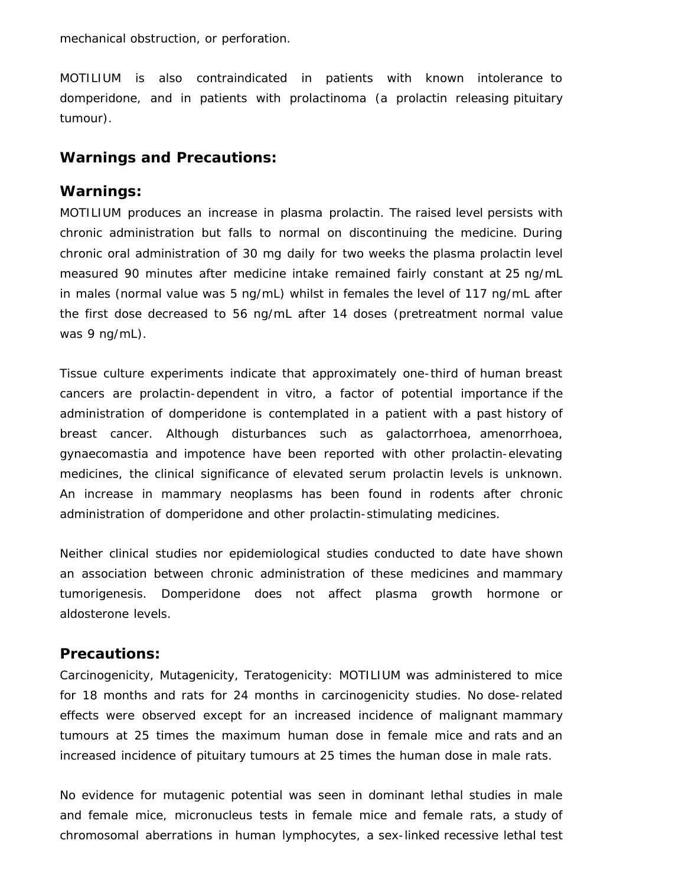mechanical obstruction, or perforation.

MOTILIUM is also contraindicated in patients with known intolerance to domperidone, and in patients with prolactinoma (a prolactin releasing pituitary tumour).

## Warnings and Precautions:

### Warnings:

MOTILIUM produces an increase in plasma prolactin. The raised level persists with chronic administration but falls to normal on discontinuing the medicine. During chronic oral administration of 30 mg daily for two weeks the plasma prolactin level measured 90 minutes after medicine intake remained fairly constant at 25 ng/mL in males (normal value was 5 ng/mL) whilst in females the level of 117 ng/mL after the first dose decreased to 56 ng/mL after 14 doses (pretreatment normal value was 9 ng/mL).

Tissue culture experiments indicate that approximately one-third of human breast cancers are prolactin-dependent in vitro, a factor of potential importance if the administration of domperidone is contemplated in a patient with a past history of breast cancer. Although disturbances such as galactorrhoea, amenorrhoea, gynaecomastia and impotence have been reported with other prolactin-elevating medicines, the clinical significance of elevated serum prolactin levels is unknown. An increase in mammary neoplasms has been found in rodents after chronic administration of domperidone and other prolactin-stimulating medicines.

Neither clinical studies nor epidemiological studies conducted to date have shown an association between chronic administration of these medicines and mammary tumorigenesis. Domperidone does not affect plasma growth hormone or aldosterone levels.

### Precautions:

Carcinogenicity, Mutagenicity, Teratogenicity: MOTILIUM was administered to mice for 18 months and rats for 24 months in carcinogenicity studies. No dose-related effects were observed except for an increased incidence of malignant mammary tumours at 25 times the maximum human dose in female mice and rats and an increased incidence of pituitary tumours at 25 times the human dose in male rats.

No evidence for mutagenic potential was seen in dominant lethal studies in male and female mice, micronucleus tests in female mice and female rats, a study of chromosomal aberrations in human lymphocytes, a sex-linked recessive lethal test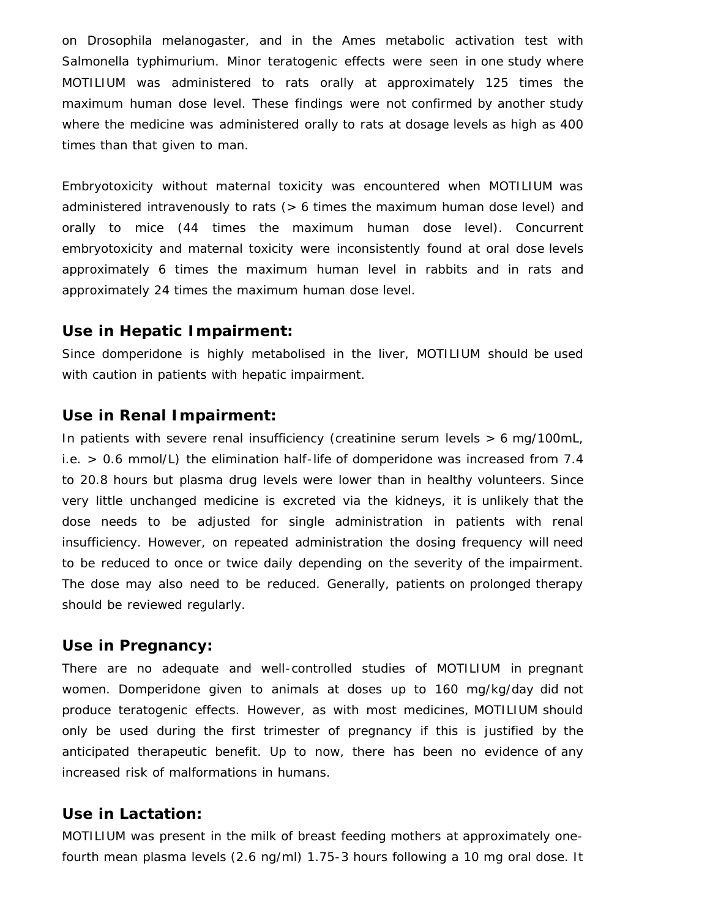on Drosophila melanogaster, and in the Ames metabolic activation test with Salmonella typhimurium. Minor teratogenic effects were seen in one study where MOTILIUM was administered to rats orally at approximately 125 times the maximum human dose level. These findings were not confirmed by another study where the medicine was administered orally to rats at dosage levels as high as 400 times than that given to man.

Embryotoxicity without maternal toxicity was encountered when MOTILIUM was administered intravenously to rats (> 6 times the maximum human dose level) and orally to mice (44 times the maximum human dose level). Concurrent embryotoxicity and maternal toxicity were inconsistently found at oral dose levels approximately 6 times the maximum human level in rabbits and in rats and approximately 24 times the maximum human dose level.

### Use in Hepatic Impairment:

Since domperidone is highly metabolised in the liver, MOTILIUM should be used with caution in patients with hepatic impairment.

### Use in Renal Impairment:

In patients with severe renal insufficiency (creatinine serum levels > 6 mg/100mL, i.e. > 0.6 mmol/L) the elimination half-life of domperidone was increased from 7.4 to 20.8 hours but plasma drug levels were lower than in healthy volunteers. Since very little unchanged medicine is excreted via the kidneys, it is unlikely that the dose needs to be adjusted for single administration in patients with renal insufficiency. However, on repeated administration the dosing frequency will need to be reduced to once or twice daily depending on the severity of the impairment. The dose may also need to be reduced. Generally, patients on prolonged therapy should be reviewed regularly.

### Use in Pregnancy:

There are no adequate and well-controlled studies of MOTILIUM in pregnant women. Domperidone given to animals at doses up to 160 mg/kg/day did not produce teratogenic effects. However, as with most medicines, MOTILIUM should only be used during the first trimester of pregnancy if this is justified by the anticipated therapeutic benefit. Up to now, there has been no evidence of any increased risk of malformations in humans.

### Use in Lactation:

MOTILIUM was present in the milk of breast feeding mothers at approximately one-fourth mean plasma levels (2.6 ng/ml) 1.75-3 hours following a 10 mg oral dose. It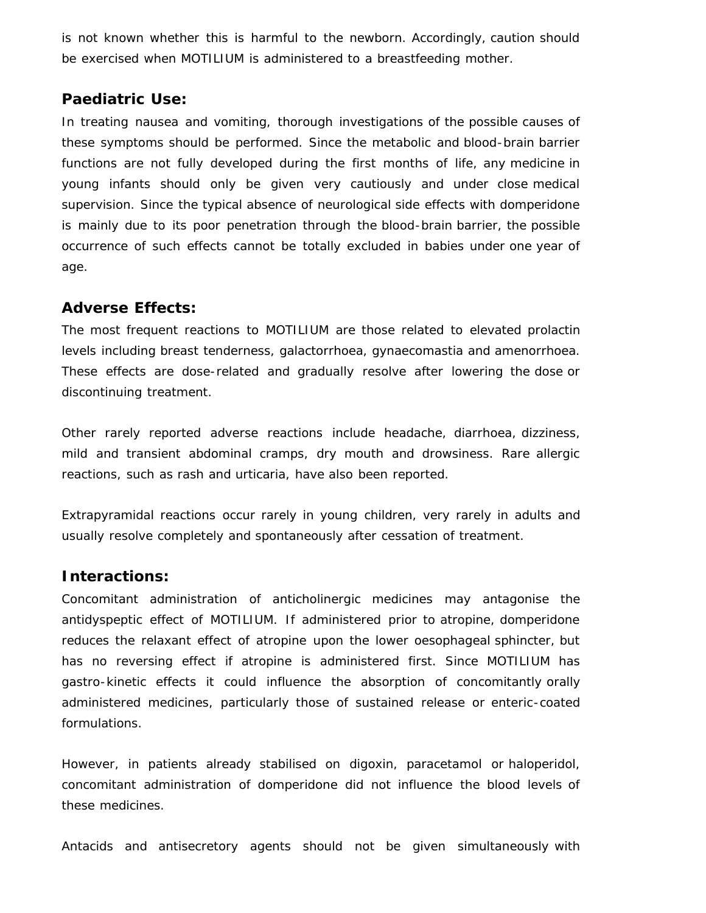is not known whether this is harmful to the newborn. Accordingly, caution should be exercised when MOTILIUM is administered to a breastfeeding mother.

## Paediatric Use:

In treating nausea and vomiting, thorough investigations of the possible causes of these symptoms should be performed. Since the metabolic and blood-brain barrier functions are not fully developed during the first months of life, any medicine in young infants should only be given very cautiously and under close medical supervision. Since the typical absence of neurological side effects with domperidone is mainly due to its poor penetration through the blood-brain barrier, the possible occurrence of such effects cannot be totally excluded in babies under one year of age.

## Adverse Effects:

The most frequent reactions to MOTILIUM are those related to elevated prolactin levels including breast tenderness, galactorrhoea, gynaecomastia and amenorrhoea. These effects are dose-related and gradually resolve after lowering the dose or discontinuing treatment.

Other rarely reported adverse reactions include headache, diarrhoea, dizziness, mild and transient abdominal cramps, dry mouth and drowsiness. Rare allergic reactions, such as rash and urticaria, have also been reported.

Extrapyramidal reactions occur rarely in young children, very rarely in adults and usually resolve completely and spontaneously after cessation of treatment.

## Interactions:

Concomitant administration of anticholinergic medicines may antagonise the antidyspeptic effect of MOTILIUM. If administered prior to atropine, domperidone reduces the relaxant effect of atropine upon the lower oesophageal sphincter, but has no reversing effect if atropine is administered first. Since MOTILIUM has gastro-kinetic effects it could influence the absorption of concomitantly orally administered medicines, particularly those of sustained release or enteric-coated formulations.

However, in patients already stabilised on digoxin, paracetamol or haloperidol, concomitant administration of domperidone did not influence the blood levels of these medicines.

Antacids and antisecretory agents should not be given simultaneously with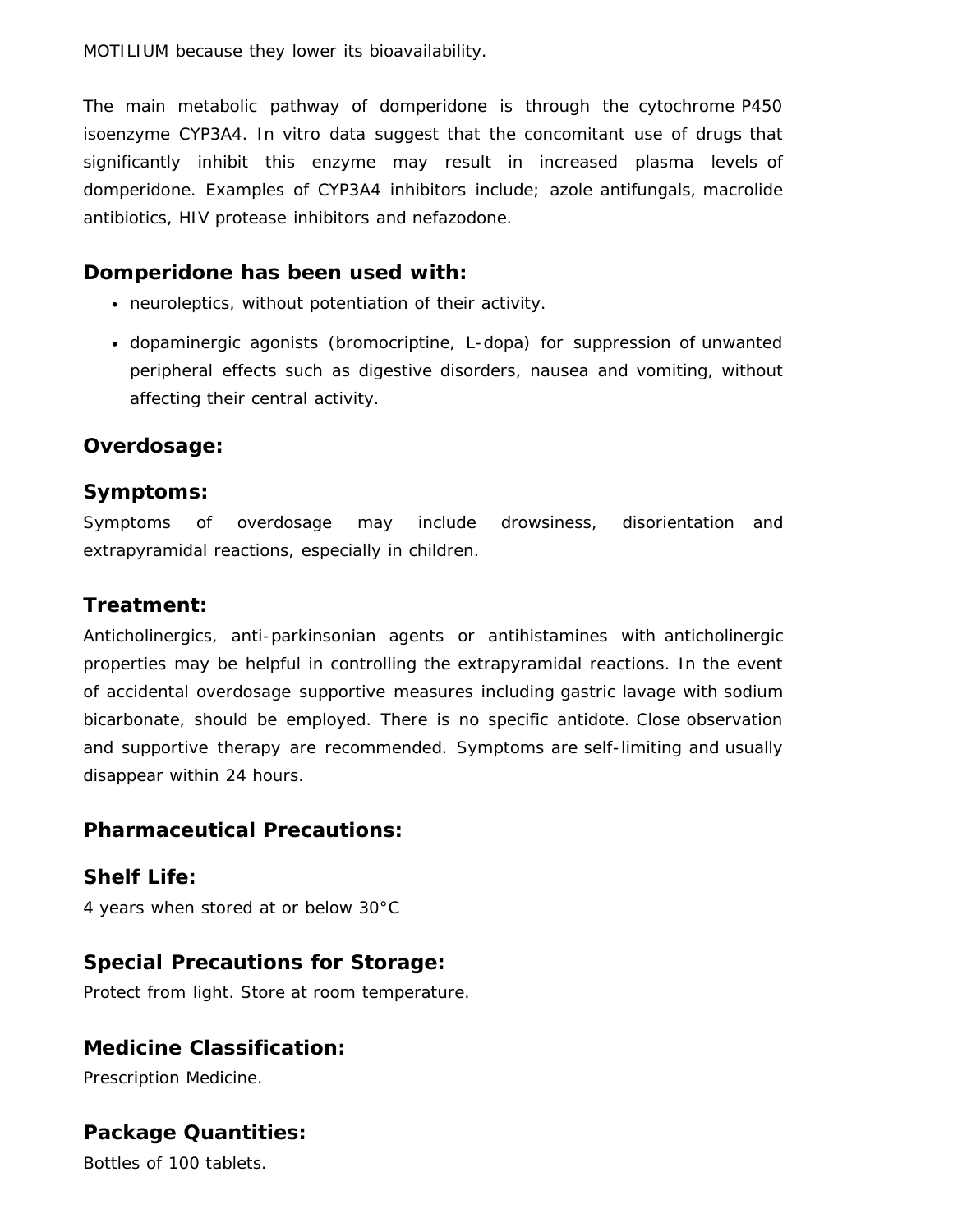MOTILIUM because they lower its bioavailability.

The main metabolic pathway of domperidone is through the cytochrome P450 isoenzyme CYP3A4. In vitro data suggest that the concomitant use of drugs that significantly inhibit this enzyme may result in increased plasma levels of domperidone. Examples of CYP3A4 inhibitors include; azole antifungals, macrolide antibiotics, HIV protease inhibitors and nefazodone.

### Domperidone has been used with:

- neuroleptics, without potentiation of their activity.
- dopaminergic agonists (bromocriptine, L-dopa) for suppression of unwanted peripheral effects such as digestive disorders, nausea and vomiting, without affecting their central activity.

### Overdosage:

### Symptoms:

Symptoms of overdosage may include drowsiness, disorientation and extrapyramidal reactions, especially in children.

### Treatment:

Anticholinergics, anti-parkinsonian agents or antihistamines with anticholinergic properties may be helpful in controlling the extrapyramidal reactions. In the event of accidental overdosage supportive measures including gastric lavage with sodium bicarbonate, should be employed. There is no specific antidote. Close observation and supportive therapy are recommended. Symptoms are self-limiting and usually disappear within 24 hours.

### Pharmaceutical Precautions:

### Shelf Life:

4 years when stored at or below 30°C

### Special Precautions for Storage:

Protect from light. Store at room temperature.

### Medicine Classification:

Prescription Medicine.

### Package Quantities:

Bottles of 100 tablets.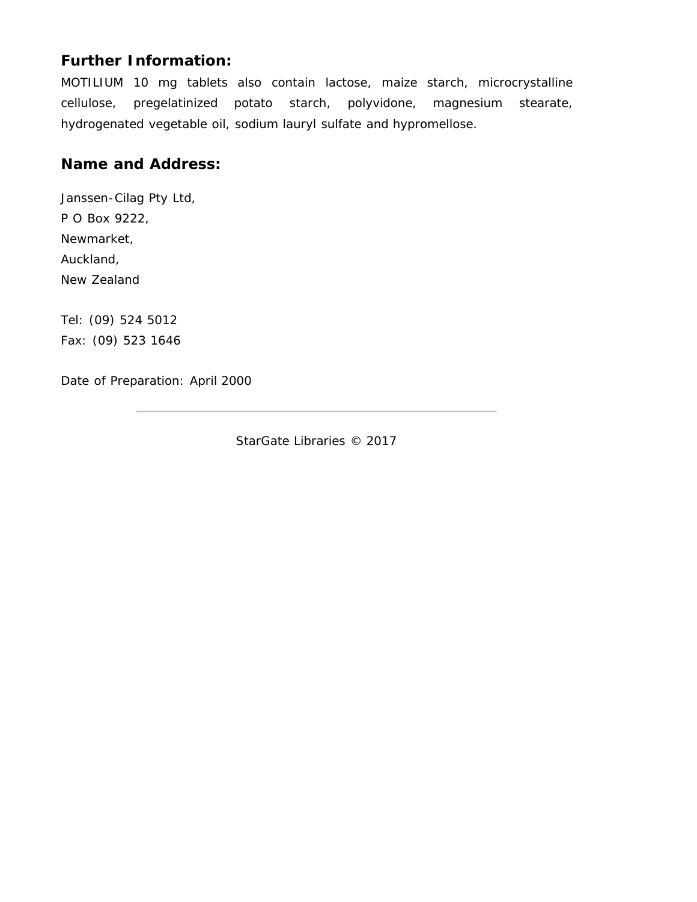## Further Information:

MOTILIUM 10 mg tablets also contain lactose, maize starch, microcrystalline cellulose, pregelatinized potato starch, polyvidone, magnesium stearate, hydrogenated vegetable oil, sodium lauryl sulfate and hypromellose.

## Name and Address:

Janssen-Cilag Pty Ltd,
P O Box 9222,
Newmarket,
Auckland,
New Zealand

Tel: (09) 524 5012
Fax: (09) 523 1646

Date of Preparation: April 2000

---

StarGate Libraries © 2017